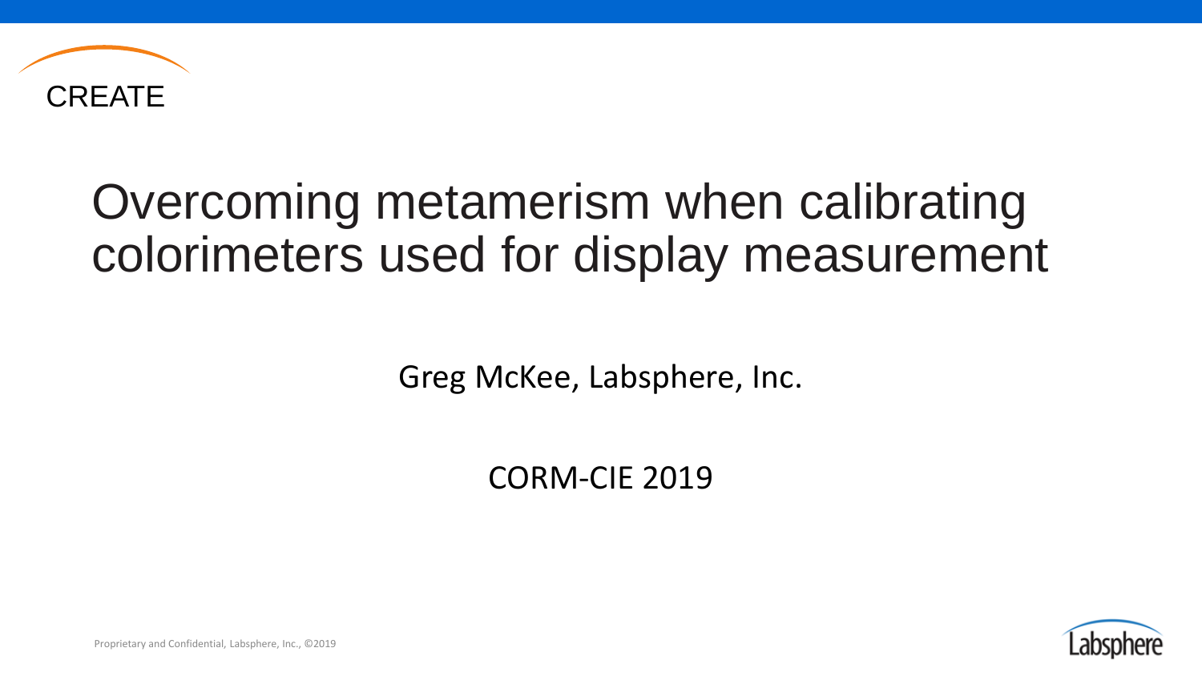CREATE

# Overcoming metamerism when calibrating colorimeters used for display measurement

Greg McKee, Labsphere, Inc.

CORM-CIE 2019

Proprietary and Confidential, Labsphere, Inc., ©2019

Labsphere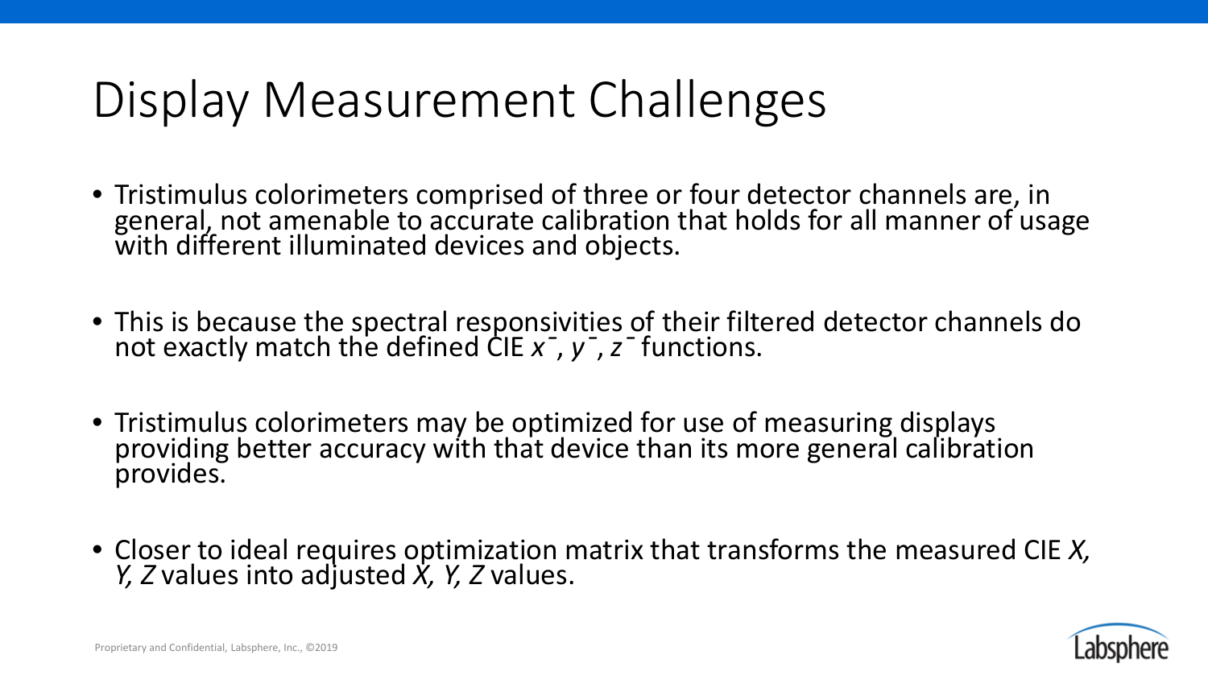# Display Measurement Challenges

- Tristimulus colorimeters comprised of three or four detector channels are, in general, not amenable to accurate calibration that holds for all manner of usage with different illuminated devices and objects.
- This is because the spectral responsivities of their filtered detector channels do not exactly match the defined CIE $\bar{x}$, $\bar{y}$, $\bar{z}$ functions.
- Tristimulus colorimeters may be optimized for use of measuring displays providing better accuracy with that device than its more general calibration provides.
- Closer to ideal requires optimization matrix that transforms the measured CIE $X$, $Y$, $Z$ values into adjusted $X$, $Y$, $Z$ values.

Proprietary and Confidential, Labsphere, Inc., ©2019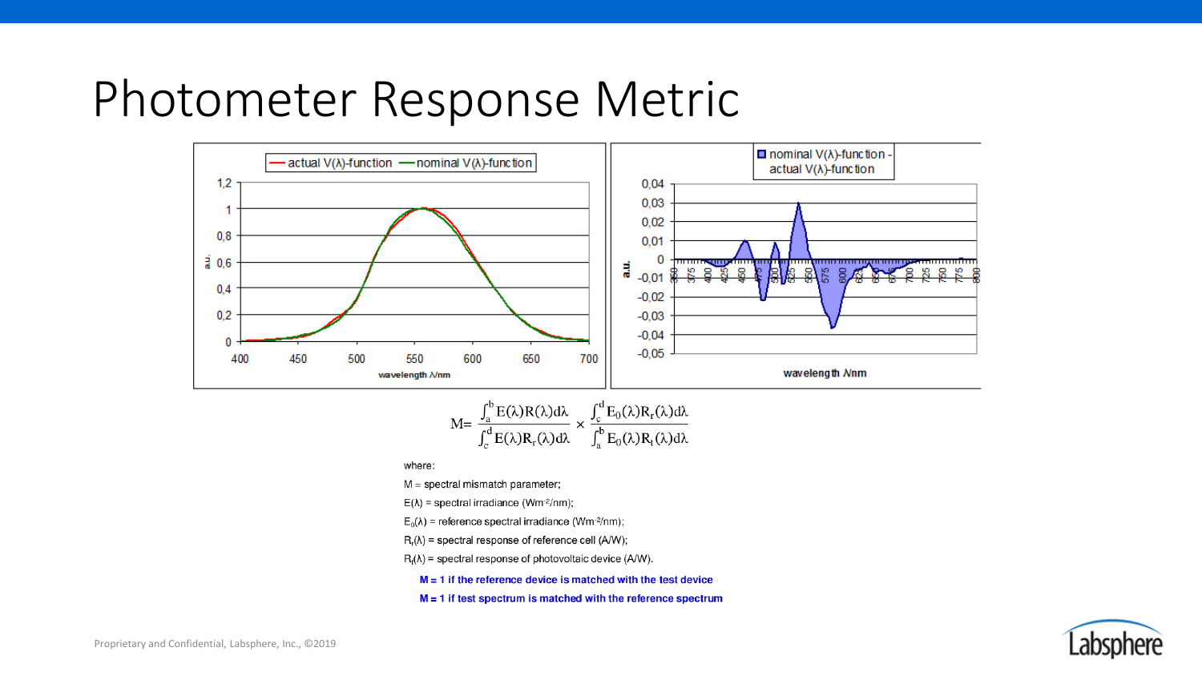# Photometer Response Metric

$$M = \frac{\int_a^b E(\lambda)R(\lambda)d\lambda}{\int_c^d E(\lambda)R_r(\lambda)d\lambda} \times \frac{\int_c^d E_0(\lambda)R_r(\lambda)d\lambda}{\int_a^b E_0(\lambda)R_t(\lambda)d\lambda}$$

where:

M = spectral mismatch parameter;

$E(\lambda)$ = spectral irradiance ($Wm^{-2}/nm$);

$E_0(\lambda)$ = reference spectral irradiance ($Wm^{-2}/nm$);

$R_r(\lambda)$ = spectral response of reference cell (A/W);

$R_t(\lambda)$ = spectral response of photovoltaic device (A/W).

**M = 1 if the reference device is matched with the test device**

**M = 1 if test spectrum is matched with the reference spectrum**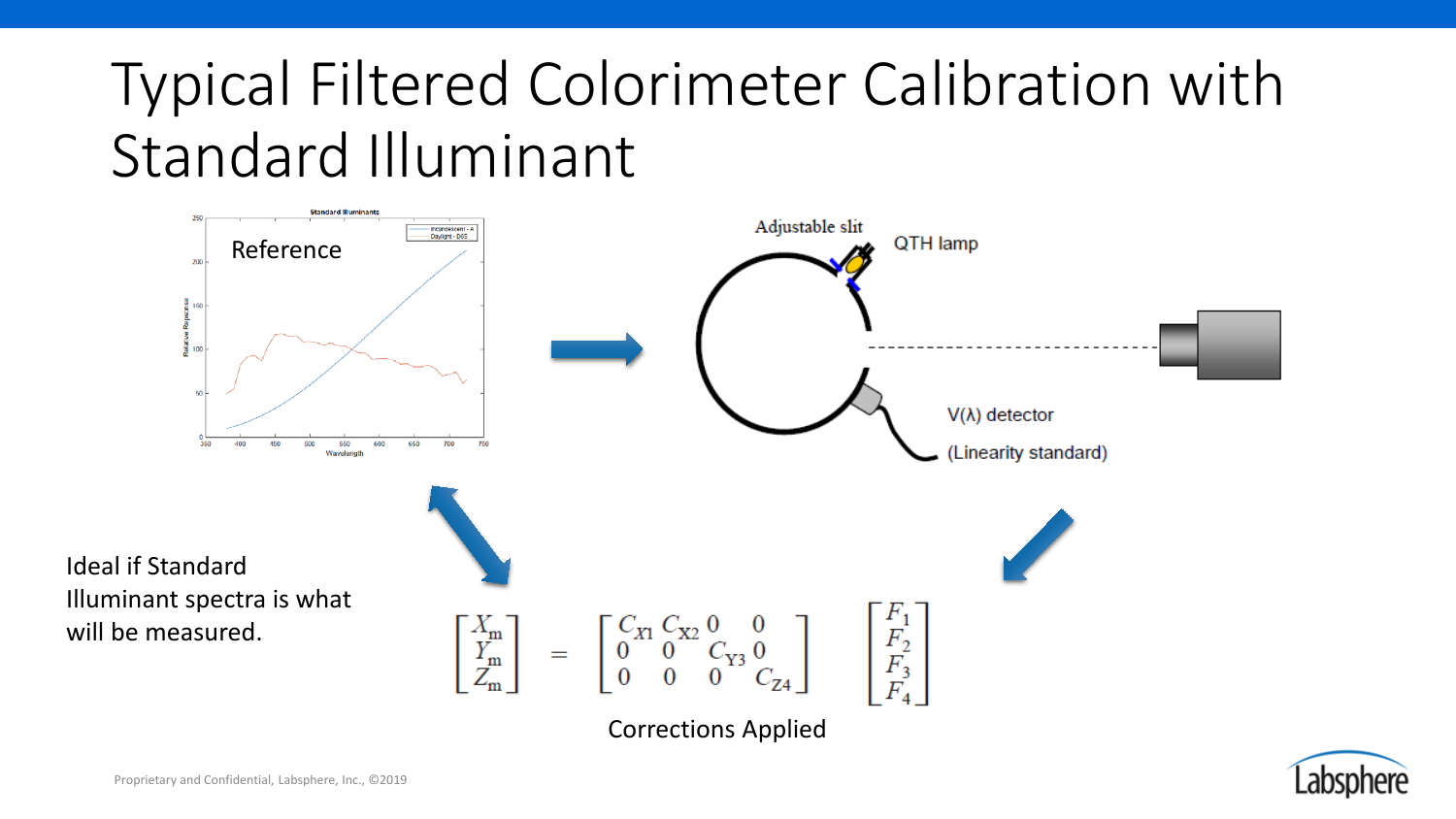# Typical Filtered Colorimeter Calibration with Standard Illuminant

Reference

Adjustable slit

QTH lamp

V(λ) detector

(Linearity standard)

Ideal if Standard Illuminant spectra is what will be measured.

$$
\begin{bmatrix} X_m \\ Y_m \\ Z_m \end{bmatrix} = \begin{bmatrix} C_{X1} & C_{X2} & 0 & 0 \\ 0 & 0 & C_{Y3} & 0 \\ 0 & 0 & 0 & C_{Z4} \end{bmatrix} \begin{bmatrix} F_1 \\ F_2 \\ F_3 \\ F_4 \end{bmatrix}
$$

Corrections Applied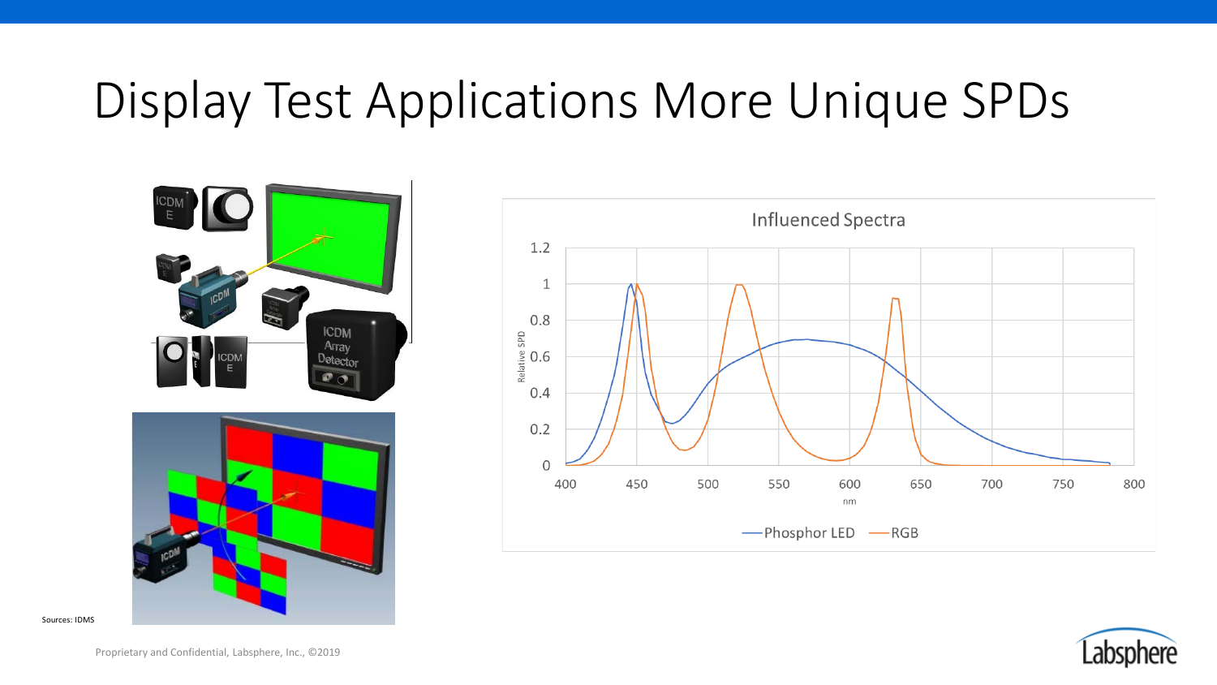# Display Test Applications More Unique SPDs

Sources: IDMS

**Influenced Spectra**

Relative SPD vs. nm (400–800)

Legend: Phosphor LED, RGB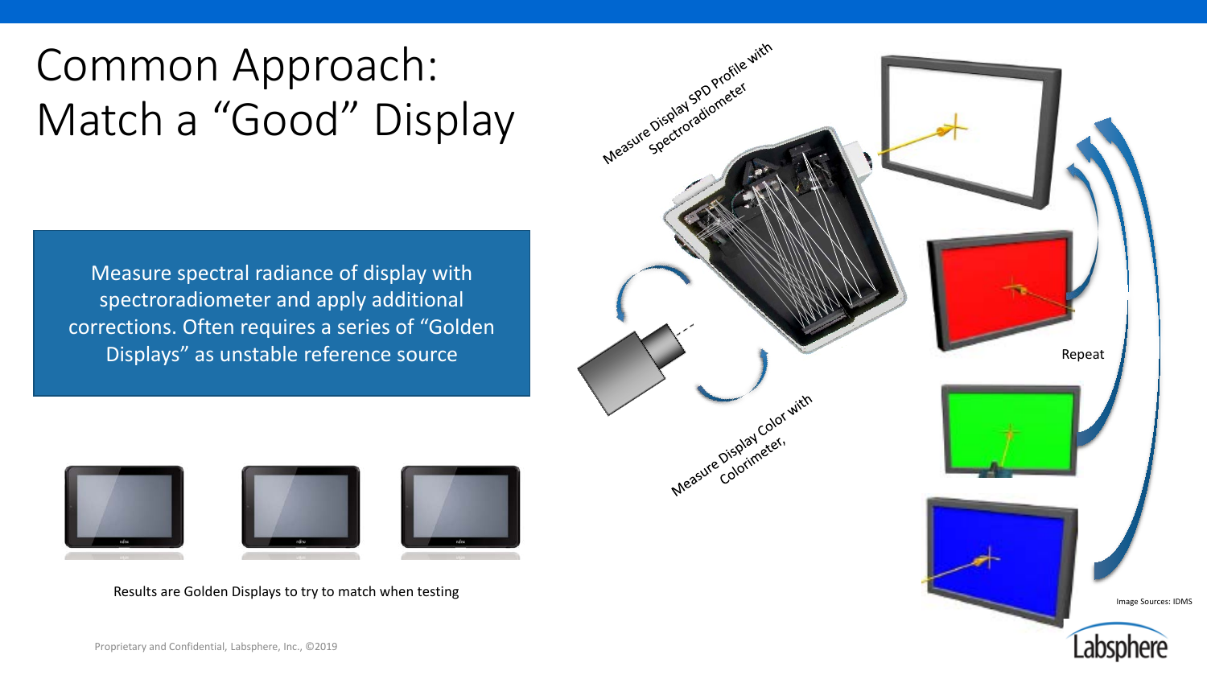# Common Approach: Match a "Good" Display

Measure spectral radiance of display with spectroradiometer and apply additional corrections. Often requires a series of "Golden Displays" as unstable reference source

Results are Golden Displays to try to match when testing

Measure Display SPD Profile with Spectroradiometer

Measure Display Color with Colorimeter,

Repeat

Image Sources: IDMS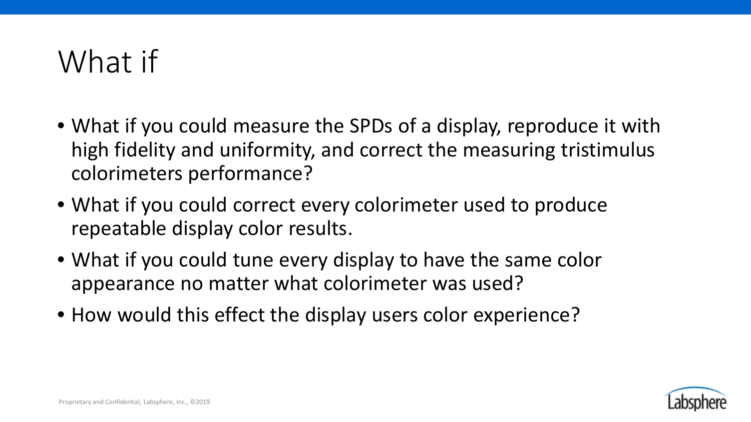# What if

- What if you could measure the SPDs of a display, reproduce it with high fidelity and uniformity, and correct the measuring tristimulus colorimeters performance?
- What if you could correct every colorimeter used to produce repeatable display color results.
- What if you could tune every display to have the same color appearance no matter what colorimeter was used?
- How would this effect the display users color experience?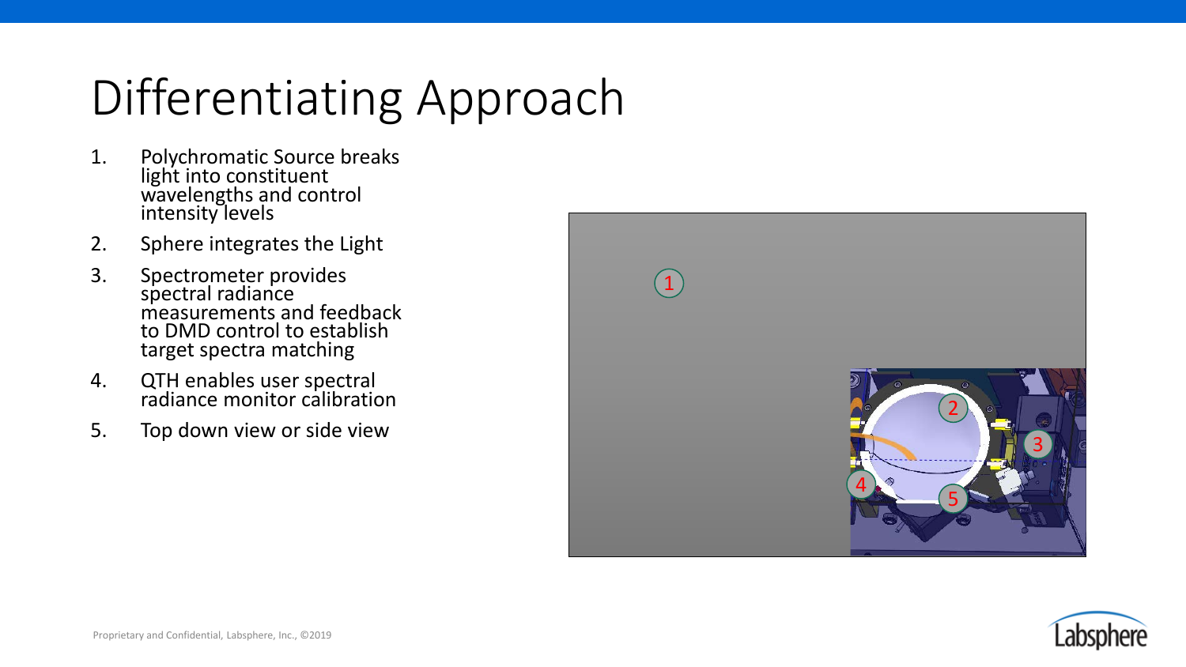# Differentiating Approach

1. Polychromatic Source breaks light into constituent wavelengths and control intensity levels
2. Sphere integrates the Light
3. Spectrometer provides spectral radiance measurements and feedback to DMD control to establish target spectra matching
4. QTH enables user spectral radiance monitor calibration
5. Top down view or side view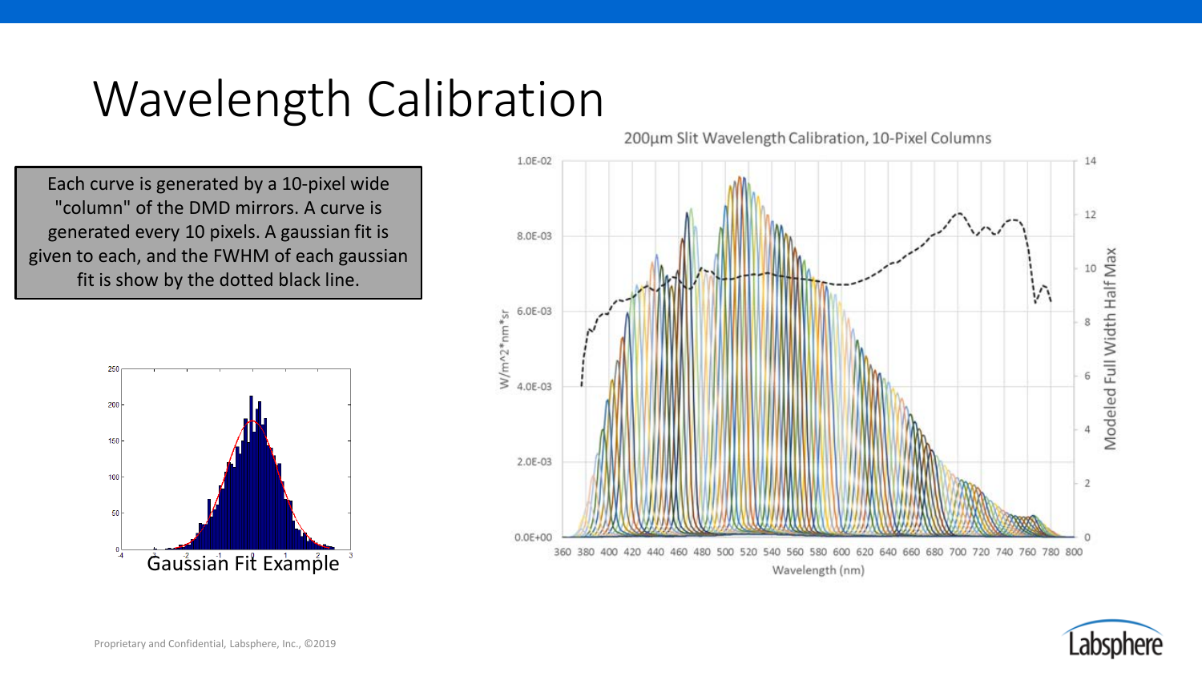# Wavelength Calibration

Each curve is generated by a 10-pixel wide "column" of the DMD mirrors. A curve is generated every 10 pixels. A gaussian fit is given to each, and the FWHM of each gaussian fit is show by the dotted black line.

Gaussian Fit Example

200μm Slit Wavelength Calibration, 10-Pixel Columns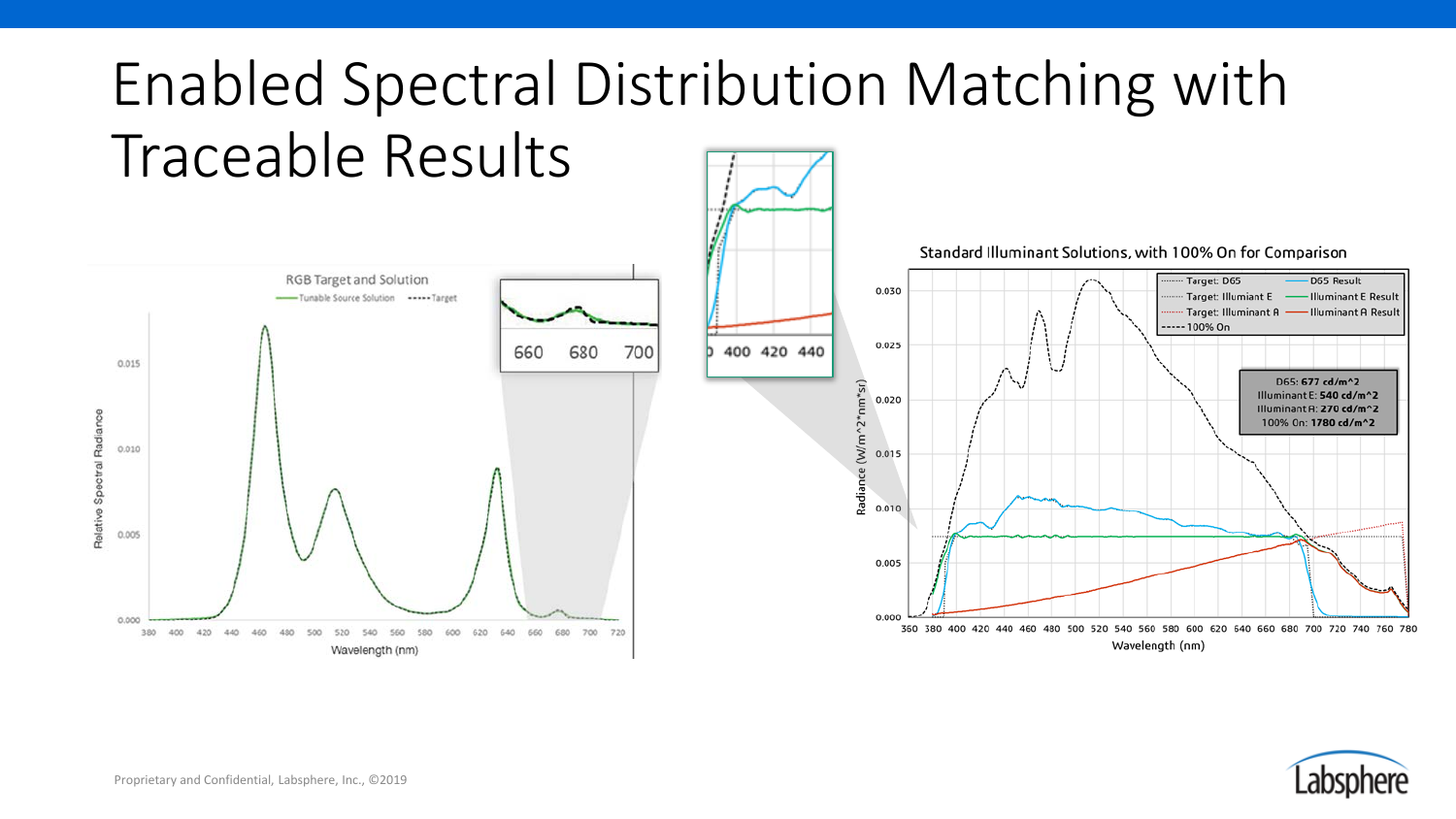# Enabled Spectral Distribution Matching with Traceable Results

RGB Target and Solution

Tunable Source Solution ----- Target

Relative Spectral Radiance

Wavelength (nm)

Standard Illuminant Solutions, with 100% On for Comparison

| | |
|---|---|
| Target: D65 | D65 Result |
| Target: Illuminant E | Illuminant E Result |
| Target: Illuminant A | Illuminant A Result |
| 100% On | |

D65: **677 cd/m^2**
Illuminant E: **540 cd/m^2**
Illuminant A: **270 cd/m^2**
100% On: **1780 cd/m^2**

Radiance (W/m^2*nm*sr)

Wavelength (nm)

Proprietary and Confidential, Labsphere, Inc., ©2019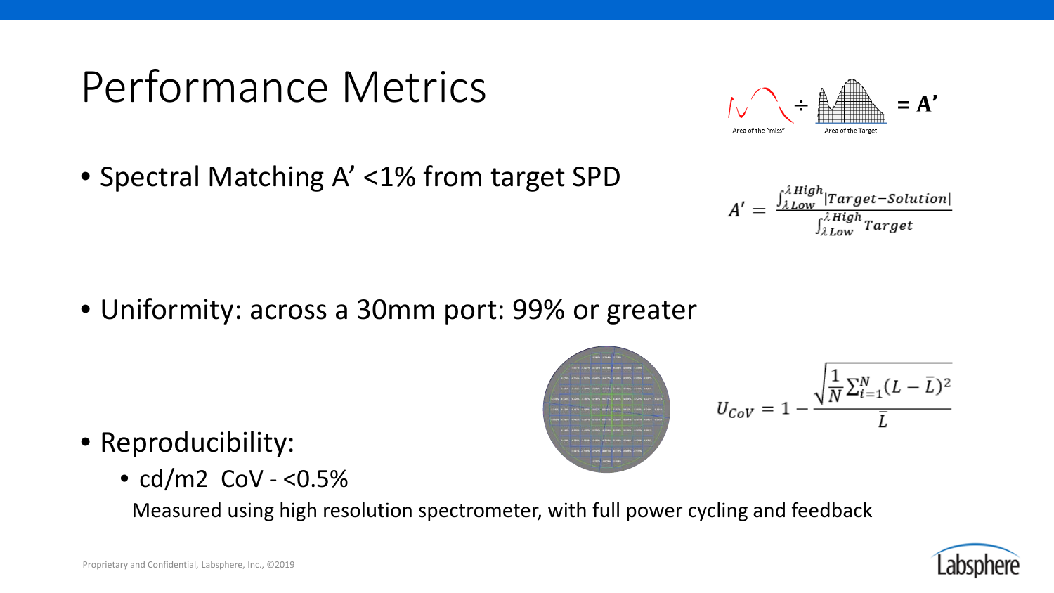# Performance Metrics

Area of the "miss" ÷ Area of the Target = A'

- Spectral Matching A' <1% from target SPD

$$A' = \frac{\int_{\lambda Low}^{\lambda High} |Target - Solution|}{\int_{\lambda Low}^{\lambda High} Target}$$

- Uniformity: across a 30mm port: 99% or greater

$$U_{CoV} = 1 - \frac{\sqrt{\frac{1}{N}\sum_{i=1}^{N}(L - \bar{L})^2}}{\bar{L}}$$

- Reproducibility:
  - cd/m2 CoV - <0.5%

Measured using high resolution spectrometer, with full power cycling and feedback

Proprietary and Confidential, Labsphere, Inc., ©2019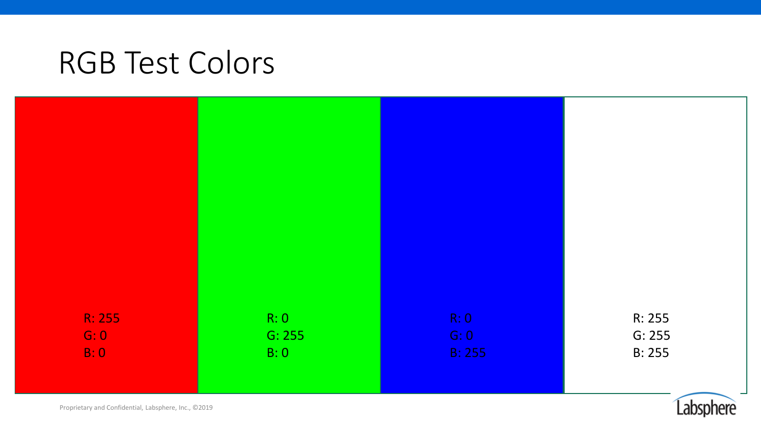# RGB Test Colors

| Red | Green | Blue | White |
|---|---|---|---|
| R: 255 | R: 0 | R: 0 | R: 255 |
| G: 0 | G: 255 | G: 0 | G: 255 |
| B: 0 | B: 0 | B: 255 | B: 255 |

Proprietary and Confidential, Labsphere, Inc., ©2019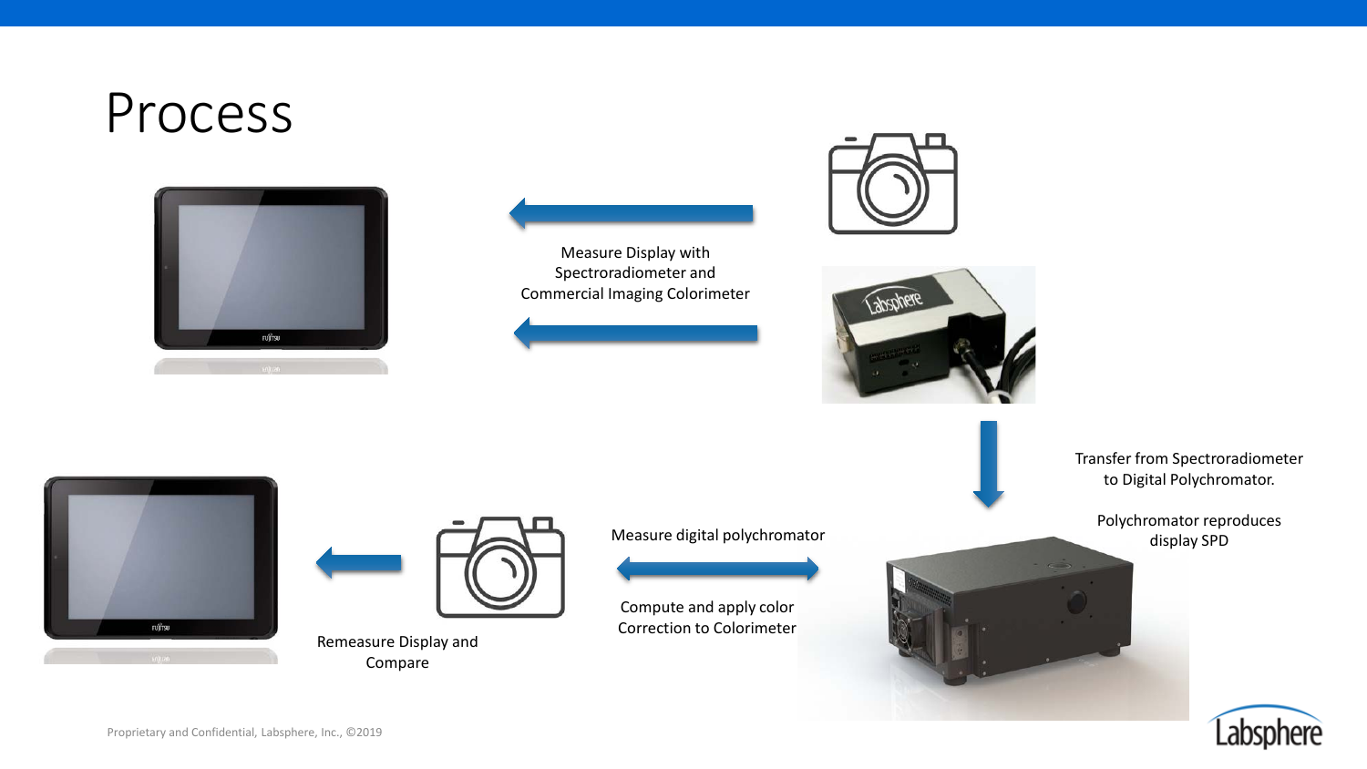# Process

Measure Display with Spectroradiometer and Commercial Imaging Colorimeter

Transfer from Spectroradiometer to Digital Polychromator.

Polychromator reproduces display SPD

Measure digital polychromator

Compute and apply color Correction to Colorimeter

Remeasure Display and Compare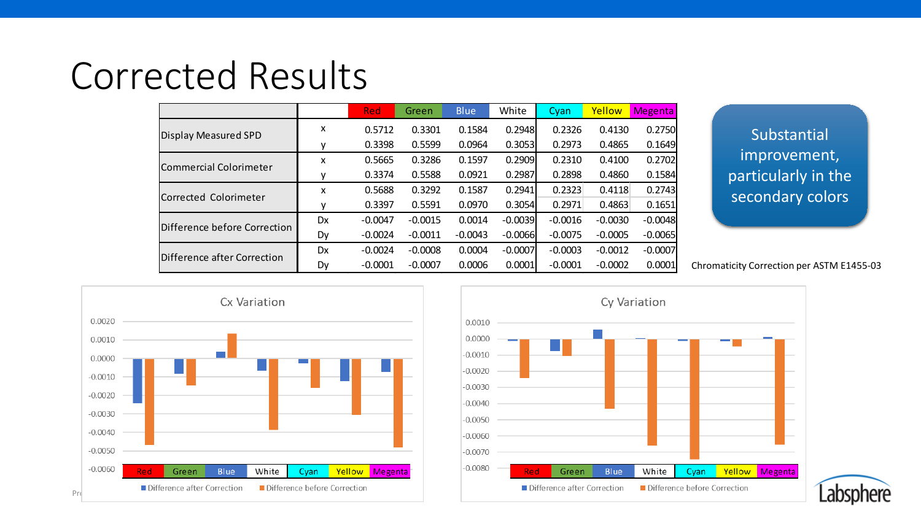# Corrected Results

| | | Red | Green | Blue | White | Cyan | Yellow | Megenta |
|---|---|---|---|---|---|---|---|---|
| Display Measured SPD | x | 0.5712 | 0.3301 | 0.1584 | 0.2948 | 0.2326 | 0.4130 | 0.2750 |
| | y | 0.3398 | 0.5599 | 0.0964 | 0.3053 | 0.2973 | 0.4865 | 0.1649 |
| Commercial Colorimeter | x | 0.5665 | 0.3286 | 0.1597 | 0.2909 | 0.2310 | 0.4100 | 0.2702 |
| | y | 0.3374 | 0.5588 | 0.0921 | 0.2987 | 0.2898 | 0.4860 | 0.1584 |
| Corrected Colorimeter | x | 0.5688 | 0.3292 | 0.1587 | 0.2941 | 0.2323 | 0.4118 | 0.2743 |
| | y | 0.3397 | 0.5591 | 0.0970 | 0.3054 | 0.2971 | 0.4863 | 0.1651 |
| Difference before Correction | Dx | -0.0047 | -0.0015 | 0.0014 | -0.0039 | -0.0016 | -0.0030 | -0.0048 |
| | Dy | -0.0024 | -0.0011 | -0.0043 | -0.0066 | -0.0075 | -0.0005 | -0.0065 |
| Difference after Correction | Dx | -0.0024 | -0.0008 | 0.0004 | -0.0007 | -0.0003 | -0.0012 | -0.0007 |
| | Dy | -0.0001 | -0.0007 | 0.0006 | 0.0001 | -0.0001 | -0.0002 | 0.0001 |

Substantial improvement, particularly in the secondary colors

Chromaticity Correction per ASTM E1455-03

**Cx Variation**

| | Red | Green | Blue | White | Cyan | Yellow | Megenta |
|---|---|---|---|---|---|---|---|
| Difference after Correction | -0.0024 | -0.0008 | 0.0004 | -0.0007 | -0.0003 | -0.0012 | -0.0007 |
| Difference before Correction | -0.0047 | -0.0015 | 0.0014 | -0.0039 | -0.0016 | -0.0030 | -0.0048 |

**Cy Variation**

| | Red | Green | Blue | White | Cyan | Yellow | Megenta |
|---|---|---|---|---|---|---|---|
| Difference after Correction | -0.0001 | -0.0007 | 0.0006 | 0.0001 | -0.0001 | -0.0002 | 0.0001 |
| Difference before Correction | -0.0024 | -0.0011 | -0.0043 | -0.0066 | -0.0075 | -0.0005 | -0.0065 |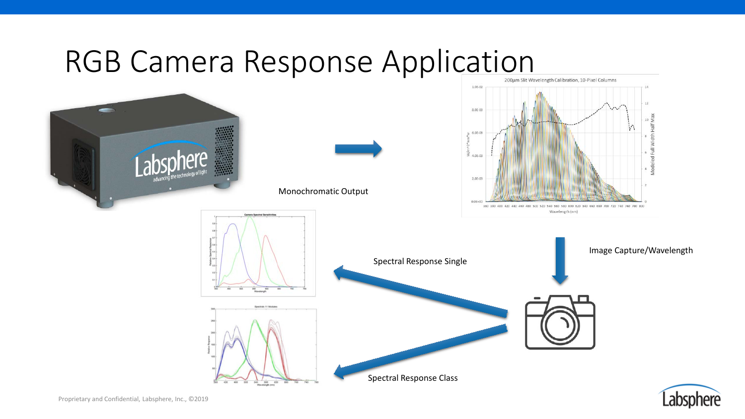# RGB Camera Response Application

Monochromatic Output

Image Capture/Wavelength

Spectral Response Single

Spectral Response Class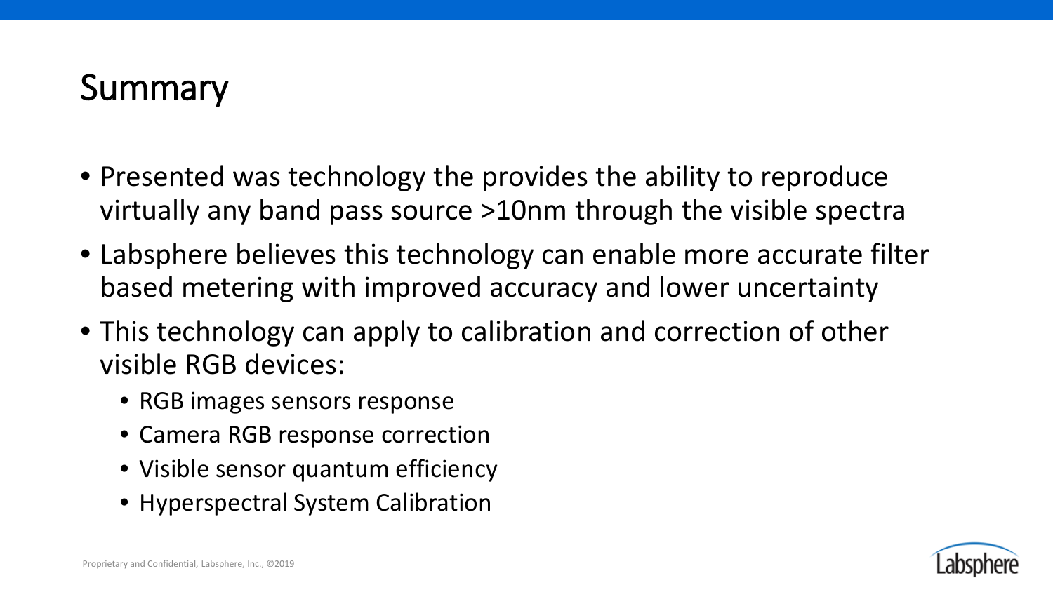# Summary

- Presented was technology the provides the ability to reproduce virtually any band pass source >10nm through the visible spectra
- Labsphere believes this technology can enable more accurate filter based metering with improved accuracy and lower uncertainty
- This technology can apply to calibration and correction of other visible RGB devices:
  - RGB images sensors response
  - Camera RGB response correction
  - Visible sensor quantum efficiency
  - Hyperspectral System Calibration